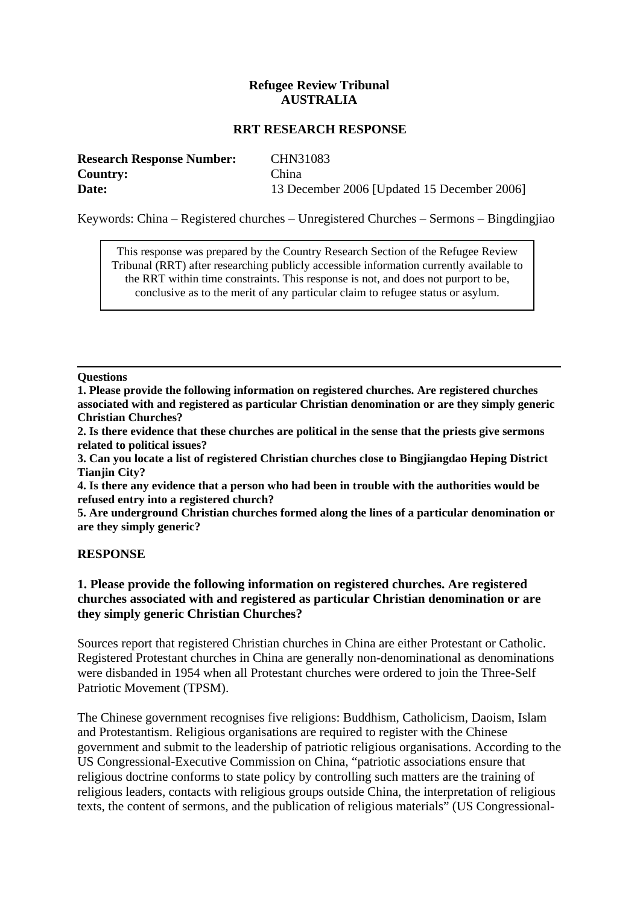**Refugee Review Tribunal**
**AUSTRALIA**

**RRT RESEARCH RESPONSE**

**Research Response Number:** CHN31083
**Country:** China
**Date:** 13 December 2006 [Updated 15 December 2006]

Keywords: China – Registered churches – Unregistered Churches – Sermons – Bingdingjiao

> This response was prepared by the Country Research Section of the Refugee Review Tribunal (RRT) after researching publicly accessible information currently available to the RRT within time constraints. This response is not, and does not purport to be, conclusive as to the merit of any particular claim to refugee status or asylum.

---

**Questions**

**1. Please provide the following information on registered churches. Are registered churches associated with and registered as particular Christian denomination or are they simply generic Christian Churches?**

**2. Is there evidence that these churches are political in the sense that the priests give sermons related to political issues?**

**3. Can you locate a list of registered Christian churches close to Bingjiangdao Heping District Tianjin City?**

**4. Is there any evidence that a person who had been in trouble with the authorities would be refused entry into a registered church?**

**5. Are underground Christian churches formed along the lines of a particular denomination or are they simply generic?**

## RESPONSE

### 1. Please provide the following information on registered churches. Are registered churches associated with and registered as particular Christian denomination or are they simply generic Christian Churches?

Sources report that registered Christian churches in China are either Protestant or Catholic. Registered Protestant churches in China are generally non-denominational as denominations were disbanded in 1954 when all Protestant churches were ordered to join the Three-Self Patriotic Movement (TPSM).

The Chinese government recognises five religions: Buddhism, Catholicism, Daoism, Islam and Protestantism. Religious organisations are required to register with the Chinese government and submit to the leadership of patriotic religious organisations. According to the US Congressional-Executive Commission on China, "patriotic associations ensure that religious doctrine conforms to state policy by controlling such matters are the training of religious leaders, contacts with religious groups outside China, the interpretation of religious texts, the content of sermons, and the publication of religious materials" (US Congressional-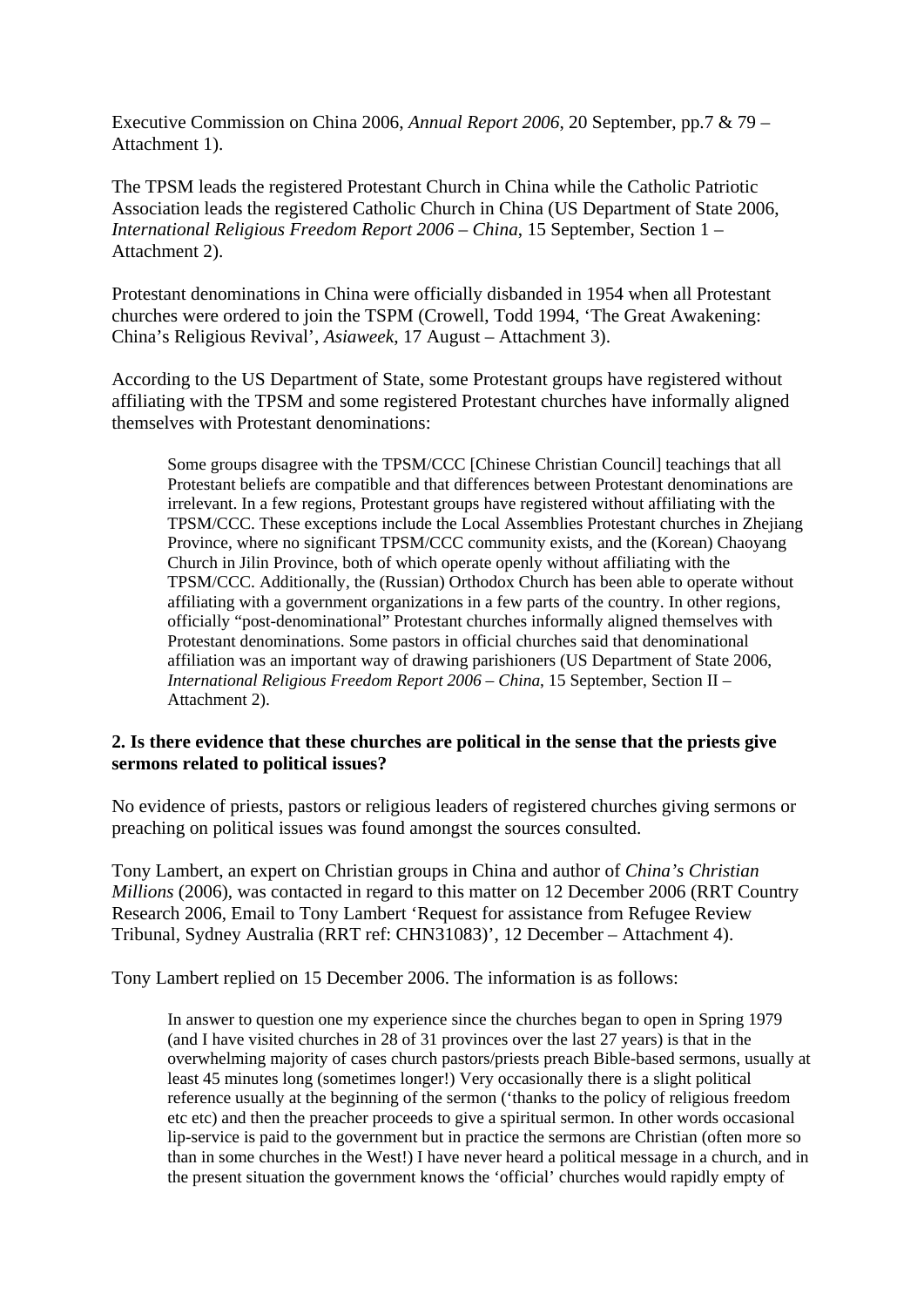Executive Commission on China 2006, *Annual Report 2006*, 20 September, pp.7 & 79 – Attachment 1).

The TPSM leads the registered Protestant Church in China while the Catholic Patriotic Association leads the registered Catholic Church in China (US Department of State 2006, *International Religious Freedom Report 2006 – China*, 15 September, Section 1 – Attachment 2).

Protestant denominations in China were officially disbanded in 1954 when all Protestant churches were ordered to join the TSPM (Crowell, Todd 1994, 'The Great Awakening: China's Religious Revival', *Asiaweek*, 17 August – Attachment 3).

According to the US Department of State, some Protestant groups have registered without affiliating with the TPSM and some registered Protestant churches have informally aligned themselves with Protestant denominations:

> Some groups disagree with the TPSM/CCC [Chinese Christian Council] teachings that all Protestant beliefs are compatible and that differences between Protestant denominations are irrelevant. In a few regions, Protestant groups have registered without affiliating with the TPSM/CCC. These exceptions include the Local Assemblies Protestant churches in Zhejiang Province, where no significant TPSM/CCC community exists, and the (Korean) Chaoyang Church in Jilin Province, both of which operate openly without affiliating with the TPSM/CCC. Additionally, the (Russian) Orthodox Church has been able to operate without affiliating with a government organizations in a few parts of the country. In other regions, officially "post-denominational" Protestant churches informally aligned themselves with Protestant denominations. Some pastors in official churches said that denominational affiliation was an important way of drawing parishioners (US Department of State 2006, *International Religious Freedom Report 2006 – China*, 15 September, Section II – Attachment 2).

**2. Is there evidence that these churches are political in the sense that the priests give sermons related to political issues?**

No evidence of priests, pastors or religious leaders of registered churches giving sermons or preaching on political issues was found amongst the sources consulted.

Tony Lambert, an expert on Christian groups in China and author of *China's Christian Millions* (2006), was contacted in regard to this matter on 12 December 2006 (RRT Country Research 2006, Email to Tony Lambert 'Request for assistance from Refugee Review Tribunal, Sydney Australia (RRT ref: CHN31083)', 12 December – Attachment 4).

Tony Lambert replied on 15 December 2006. The information is as follows:

> In answer to question one my experience since the churches began to open in Spring 1979 (and I have visited churches in 28 of 31 provinces over the last 27 years) is that in the overwhelming majority of cases church pastors/priests preach Bible-based sermons, usually at least 45 minutes long (sometimes longer!) Very occasionally there is a slight political reference usually at the beginning of the sermon ('thanks to the policy of religious freedom etc etc) and then the preacher proceeds to give a spiritual sermon. In other words occasional lip-service is paid to the government but in practice the sermons are Christian (often more so than in some churches in the West!) I have never heard a political message in a church, and in the present situation the government knows the 'official' churches would rapidly empty of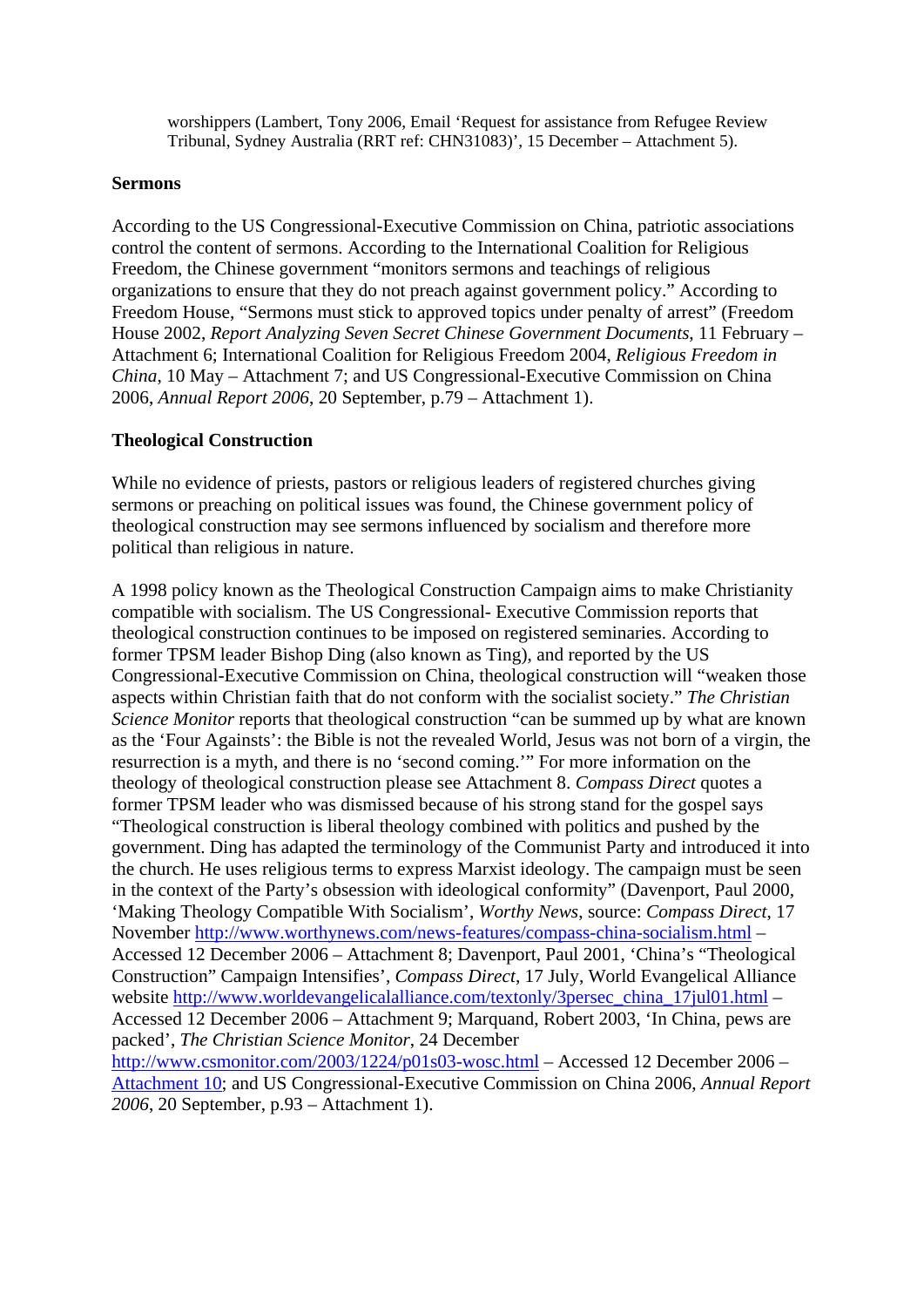worshippers (Lambert, Tony 2006, Email 'Request for assistance from Refugee Review Tribunal, Sydney Australia (RRT ref: CHN31083)', 15 December – Attachment 5).

**Sermons**

According to the US Congressional-Executive Commission on China, patriotic associations control the content of sermons. According to the International Coalition for Religious Freedom, the Chinese government "monitors sermons and teachings of religious organizations to ensure that they do not preach against government policy." According to Freedom House, "Sermons must stick to approved topics under penalty of arrest" (Freedom House 2002, *Report Analyzing Seven Secret Chinese Government Documents*, 11 February – Attachment 6; International Coalition for Religious Freedom 2004, *Religious Freedom in China*, 10 May – Attachment 7; and US Congressional-Executive Commission on China 2006, *Annual Report 2006*, 20 September, p.79 – Attachment 1).

**Theological Construction**

While no evidence of priests, pastors or religious leaders of registered churches giving sermons or preaching on political issues was found, the Chinese government policy of theological construction may see sermons influenced by socialism and therefore more political than religious in nature.

A 1998 policy known as the Theological Construction Campaign aims to make Christianity compatible with socialism. The US Congressional- Executive Commission reports that theological construction continues to be imposed on registered seminaries. According to former TPSM leader Bishop Ding (also known as Ting), and reported by the US Congressional-Executive Commission on China, theological construction will "weaken those aspects within Christian faith that do not conform with the socialist society." *The Christian Science Monitor* reports that theological construction "can be summed up by what are known as the 'Four Againsts': the Bible is not the revealed World, Jesus was not born of a virgin, the resurrection is a myth, and there is no 'second coming.'" For more information on the theology of theological construction please see Attachment 8. *Compass Direct* quotes a former TPSM leader who was dismissed because of his strong stand for the gospel says "Theological construction is liberal theology combined with politics and pushed by the government. Ding has adapted the terminology of the Communist Party and introduced it into the church. He uses religious terms to express Marxist ideology. The campaign must be seen in the context of the Party's obsession with ideological conformity" (Davenport, Paul 2000, 'Making Theology Compatible With Socialism', *Worthy News*, source: *Compass Direct*, 17 November http://www.worthynews.com/news-features/compass-china-socialism.html – Accessed 12 December 2006 – Attachment 8; Davenport, Paul 2001, 'China's "Theological Construction" Campaign Intensifies', *Compass Direct*, 17 July, World Evangelical Alliance website http://www.worldevangelicalalliance.com/textonly/3persec_china_17jul01.html – Accessed 12 December 2006 – Attachment 9; Marquand, Robert 2003, 'In China, pews are packed', *The Christian Science Monitor*, 24 December http://www.csmonitor.com/2003/1224/p01s03-wosc.html – Accessed 12 December 2006 – Attachment 10; and US Congressional-Executive Commission on China 2006, *Annual Report 2006*, 20 September, p.93 – Attachment 1).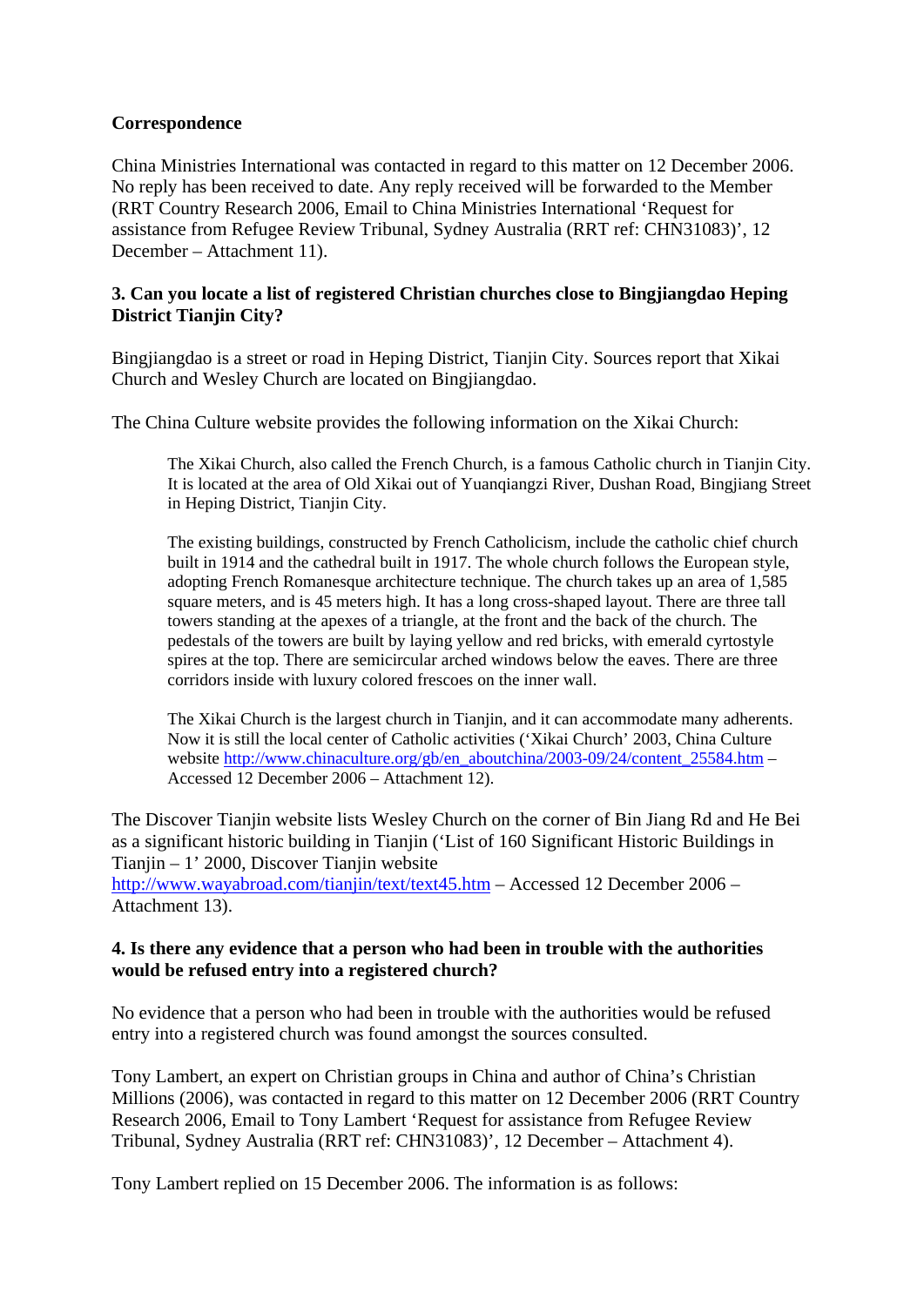**Correspondence**

China Ministries International was contacted in regard to this matter on 12 December 2006. No reply has been received to date. Any reply received will be forwarded to the Member (RRT Country Research 2006, Email to China Ministries International 'Request for assistance from Refugee Review Tribunal, Sydney Australia (RRT ref: CHN31083)', 12 December – Attachment 11).

**3. Can you locate a list of registered Christian churches close to Bingjiangdao Heping District Tianjin City?**

Bingjiangdao is a street or road in Heping District, Tianjin City. Sources report that Xikai Church and Wesley Church are located on Bingjiangdao.

The China Culture website provides the following information on the Xikai Church:

> The Xikai Church, also called the French Church, is a famous Catholic church in Tianjin City. It is located at the area of Old Xikai out of Yuanqiangzi River, Dushan Road, Bingjiang Street in Heping District, Tianjin City.
>
> The existing buildings, constructed by French Catholicism, include the catholic chief church built in 1914 and the cathedral built in 1917. The whole church follows the European style, adopting French Romanesque architecture technique. The church takes up an area of 1,585 square meters, and is 45 meters high. It has a long cross-shaped layout. There are three tall towers standing at the apexes of a triangle, at the front and the back of the church. The pedestals of the towers are built by laying yellow and red bricks, with emerald cyrtostyle spires at the top. There are semicircular arched windows below the eaves. There are three corridors inside with luxury colored frescoes on the inner wall.
>
> The Xikai Church is the largest church in Tianjin, and it can accommodate many adherents. Now it is still the local center of Catholic activities ('Xikai Church' 2003, China Culture website http://www.chinaculture.org/gb/en_aboutchina/2003-09/24/content_25584.htm – Accessed 12 December 2006 – Attachment 12).

The Discover Tianjin website lists Wesley Church on the corner of Bin Jiang Rd and He Bei as a significant historic building in Tianjin ('List of 160 Significant Historic Buildings in Tianjin – 1' 2000, Discover Tianjin website http://www.wayabroad.com/tianjin/text/text45.htm – Accessed 12 December 2006 – Attachment 13).

**4. Is there any evidence that a person who had been in trouble with the authorities would be refused entry into a registered church?**

No evidence that a person who had been in trouble with the authorities would be refused entry into a registered church was found amongst the sources consulted.

Tony Lambert, an expert on Christian groups in China and author of China's Christian Millions (2006), was contacted in regard to this matter on 12 December 2006 (RRT Country Research 2006, Email to Tony Lambert 'Request for assistance from Refugee Review Tribunal, Sydney Australia (RRT ref: CHN31083)', 12 December – Attachment 4).

Tony Lambert replied on 15 December 2006. The information is as follows: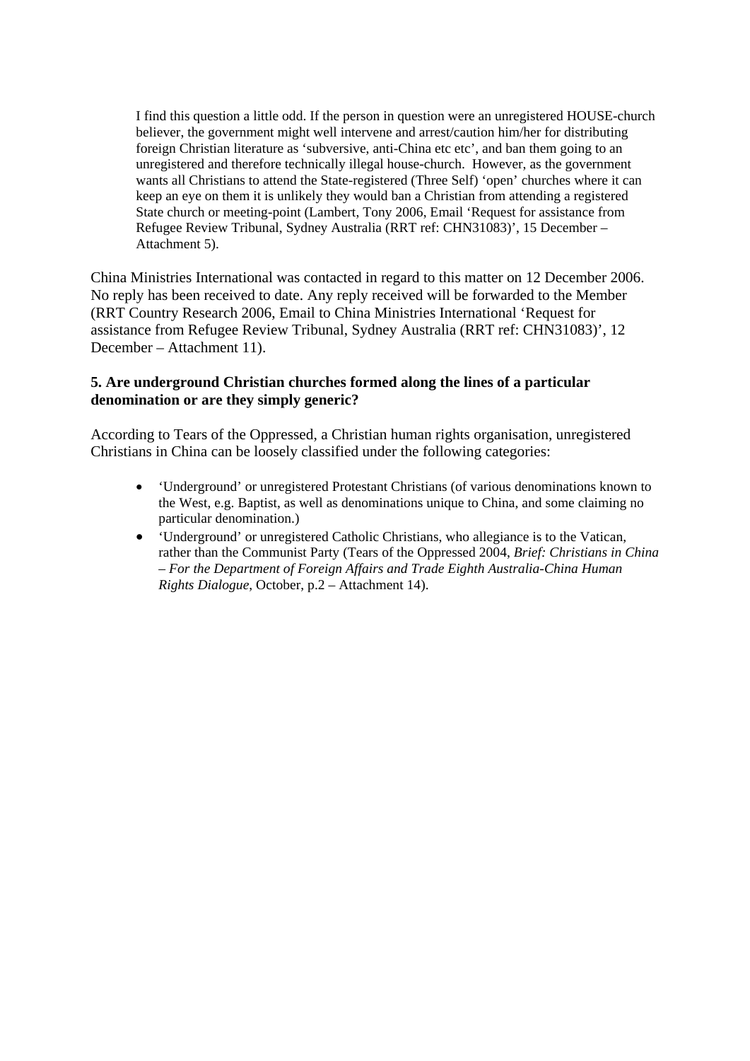> I find this question a little odd. If the person in question were an unregistered HOUSE-church believer, the government might well intervene and arrest/caution him/her for distributing foreign Christian literature as 'subversive, anti-China etc etc', and ban them going to an unregistered and therefore technically illegal house-church. However, as the government wants all Christians to attend the State-registered (Three Self) 'open' churches where it can keep an eye on them it is unlikely they would ban a Christian from attending a registered State church or meeting-point (Lambert, Tony 2006, Email 'Request for assistance from Refugee Review Tribunal, Sydney Australia (RRT ref: CHN31083)', 15 December – Attachment 5).

China Ministries International was contacted in regard to this matter on 12 December 2006. No reply has been received to date. Any reply received will be forwarded to the Member (RRT Country Research 2006, Email to China Ministries International 'Request for assistance from Refugee Review Tribunal, Sydney Australia (RRT ref: CHN31083)', 12 December – Attachment 11).

**5. Are underground Christian churches formed along the lines of a particular denomination or are they simply generic?**

According to Tears of the Oppressed, a Christian human rights organisation, unregistered Christians in China can be loosely classified under the following categories:

- 'Underground' or unregistered Protestant Christians (of various denominations known to the West, e.g. Baptist, as well as denominations unique to China, and some claiming no particular denomination.)
- 'Underground' or unregistered Catholic Christians, who allegiance is to the Vatican, rather than the Communist Party (Tears of the Oppressed 2004, *Brief: Christians in China – For the Department of Foreign Affairs and Trade Eighth Australia-China Human Rights Dialogue*, October, p.2 – Attachment 14).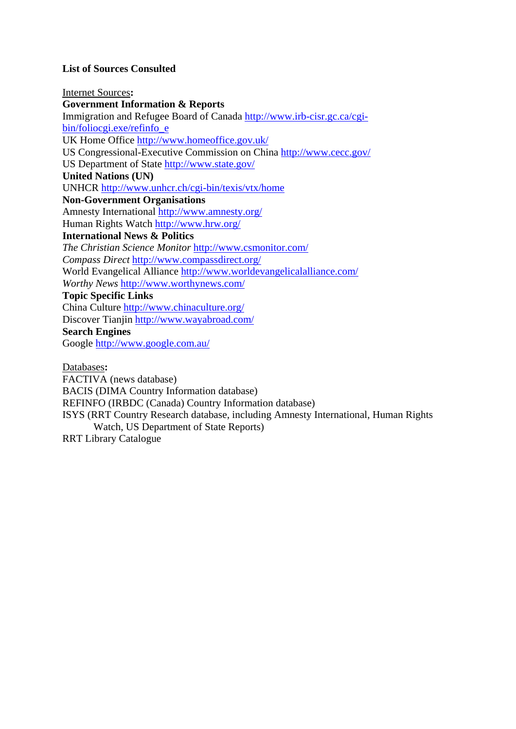**List of Sources Consulted**

Internet Sources**:**

**Government Information & Reports**

Immigration and Refugee Board of Canada http://www.irb-cisr.gc.ca/cgi-bin/foliocgi.exe/refinfo_e

UK Home Office http://www.homeoffice.gov.uk/

US Congressional-Executive Commission on China http://www.cecc.gov/

US Department of State http://www.state.gov/

**United Nations (UN)**

UNHCR http://www.unhcr.ch/cgi-bin/texis/vtx/home

**Non-Government Organisations**

Amnesty International http://www.amnesty.org/

Human Rights Watch http://www.hrw.org/

**International News & Politics**

*The Christian Science Monitor* http://www.csmonitor.com/

*Compass Direct* http://www.compassdirect.org/

World Evangelical Alliance http://www.worldevangelicalalliance.com/

*Worthy News* http://www.worthynews.com/

**Topic Specific Links**

China Culture http://www.chinaculture.org/

Discover Tianjin http://www.wayabroad.com/

**Search Engines**

Google http://www.google.com.au/

Databases**:**

FACTIVA (news database)

BACIS (DIMA Country Information database)

REFINFO (IRBDC (Canada) Country Information database)

ISYS (RRT Country Research database, including Amnesty International, Human Rights Watch, US Department of State Reports)

RRT Library Catalogue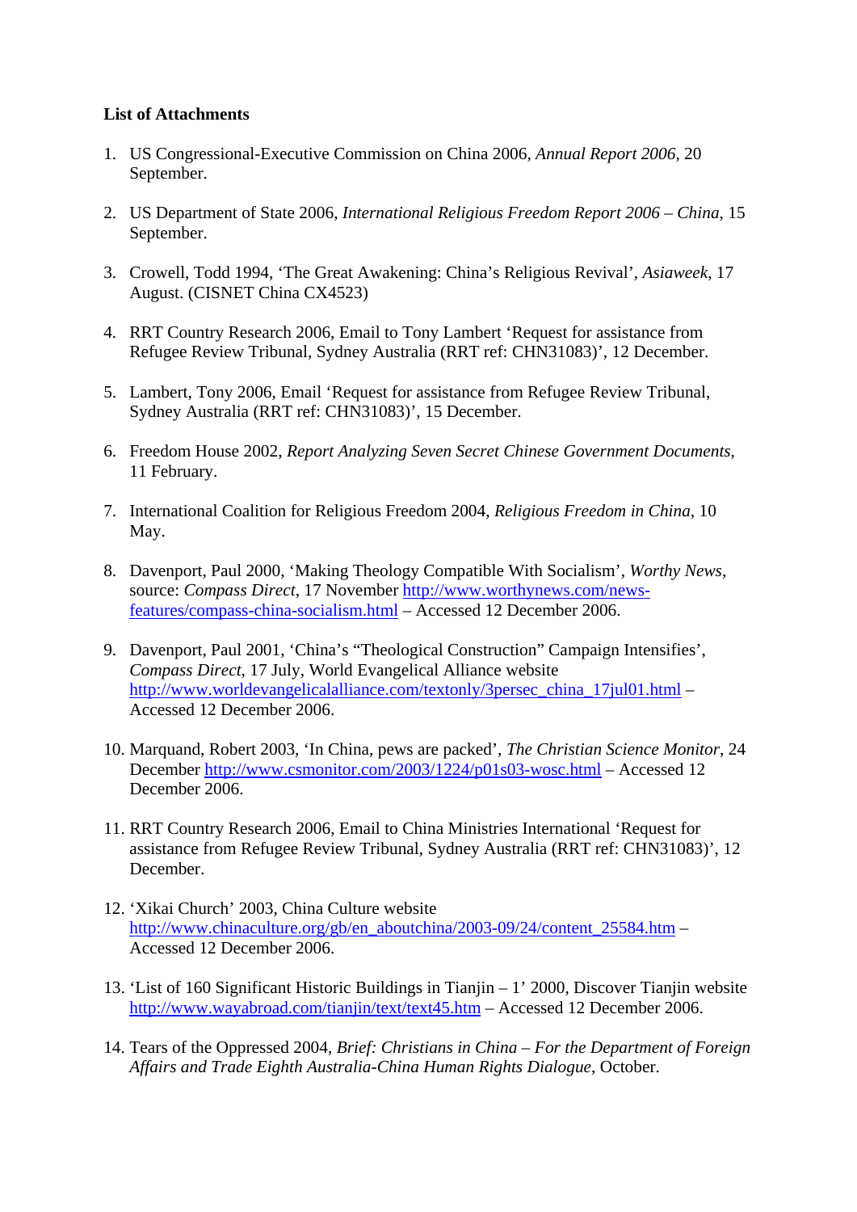**List of Attachments**

1. US Congressional-Executive Commission on China 2006, *Annual Report 2006*, 20 September.

2. US Department of State 2006, *International Religious Freedom Report 2006 – China*, 15 September.

3. Crowell, Todd 1994, 'The Great Awakening: China's Religious Revival', *Asiaweek*, 17 August. (CISNET China CX4523)

4. RRT Country Research 2006, Email to Tony Lambert 'Request for assistance from Refugee Review Tribunal, Sydney Australia (RRT ref: CHN31083)', 12 December.

5. Lambert, Tony 2006, Email 'Request for assistance from Refugee Review Tribunal, Sydney Australia (RRT ref: CHN31083)', 15 December.

6. Freedom House 2002, *Report Analyzing Seven Secret Chinese Government Documents*, 11 February.

7. International Coalition for Religious Freedom 2004, *Religious Freedom in China*, 10 May.

8. Davenport, Paul 2000, 'Making Theology Compatible With Socialism', *Worthy News*, source: *Compass Direct*, 17 November http://www.worthynews.com/news-features/compass-china-socialism.html – Accessed 12 December 2006.

9. Davenport, Paul 2001, 'China's "Theological Construction" Campaign Intensifies', *Compass Direct*, 17 July, World Evangelical Alliance website http://www.worldevangelicalalliance.com/textonly/3persec_china_17jul01.html – Accessed 12 December 2006.

10. Marquand, Robert 2003, 'In China, pews are packed', *The Christian Science Monitor*, 24 December http://www.csmonitor.com/2003/1224/p01s03-wosc.html – Accessed 12 December 2006.

11. RRT Country Research 2006, Email to China Ministries International 'Request for assistance from Refugee Review Tribunal, Sydney Australia (RRT ref: CHN31083)', 12 December.

12. 'Xikai Church' 2003, China Culture website http://www.chinaculture.org/gb/en_aboutchina/2003-09/24/content_25584.htm – Accessed 12 December 2006.

13. 'List of 160 Significant Historic Buildings in Tianjin – 1' 2000, Discover Tianjin website http://www.wayabroad.com/tianjin/text/text45.htm – Accessed 12 December 2006.

14. Tears of the Oppressed 2004, *Brief: Christians in China – For the Department of Foreign Affairs and Trade Eighth Australia-China Human Rights Dialogue*, October.